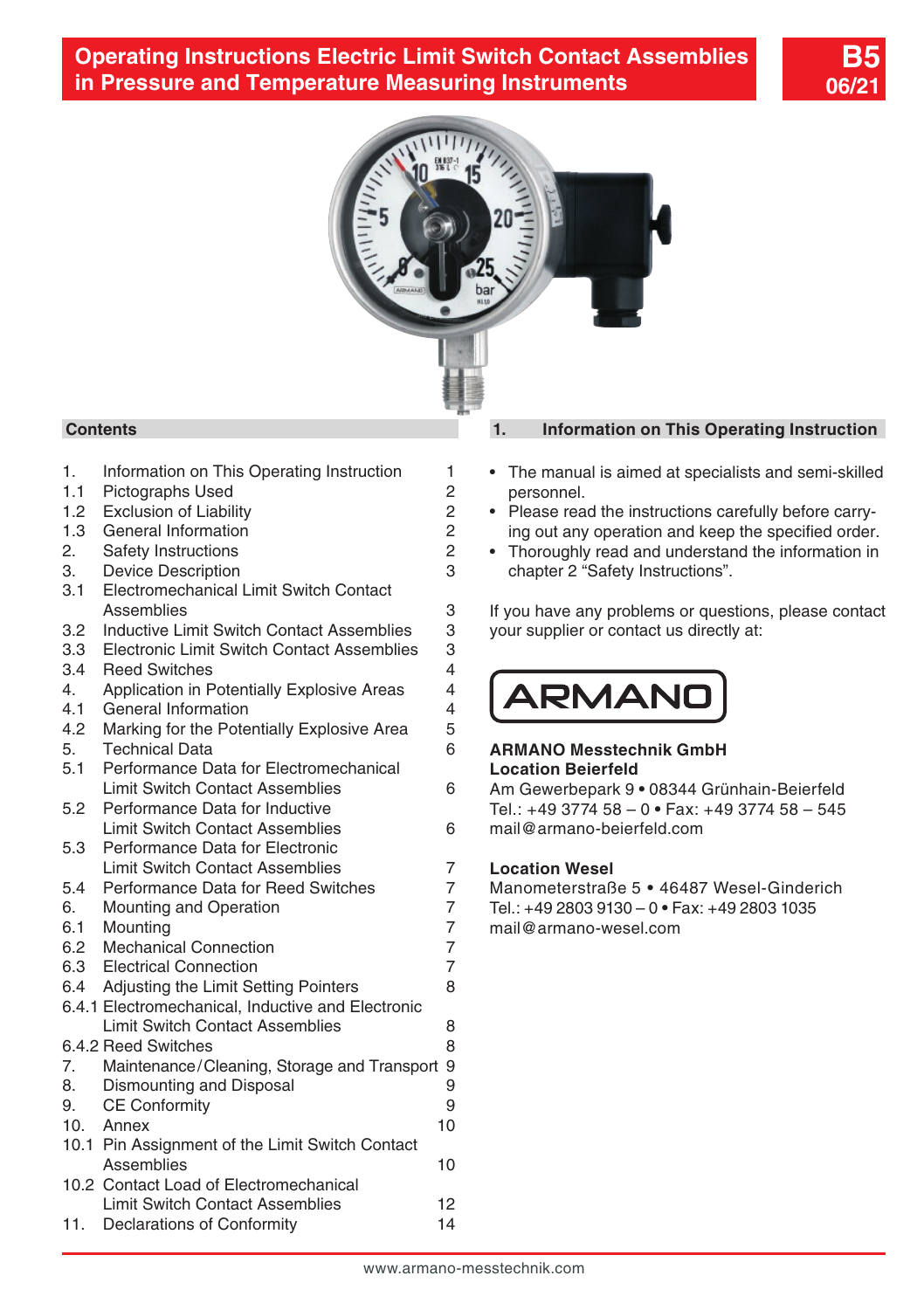# Operating Instructions Electric Limit Switch Contact Assemblies in Pressure and Temperature Measuring Instruments

**B5**
**06/21**

## Contents

| | | |
|---|---|---|
| 1. | Information on This Operating Instruction | 1 |
| 1.1 | Pictographs Used | 2 |
| 1.2 | Exclusion of Liability | 2 |
| 1.3 | General Information | 2 |
| 2. | Safety Instructions | 2 |
| 3. | Device Description | 3 |
| 3.1 | Electromechanical Limit Switch Contact Assemblies | 3 |
| 3.2 | Inductive Limit Switch Contact Assemblies | 3 |
| 3.3 | Electronic Limit Switch Contact Assemblies | 3 |
| 3.4 | Reed Switches | 4 |
| 4. | Application in Potentially Explosive Areas | 4 |
| 4.1 | General Information | 4 |
| 4.2 | Marking for the Potentially Explosive Area | 5 |
| 5. | Technical Data | 6 |
| 5.1 | Performance Data for Electromechanical Limit Switch Contact Assemblies | 6 |
| 5.2 | Performance Data for Inductive Limit Switch Contact Assemblies | 6 |
| 5.3 | Performance Data for Electronic Limit Switch Contact Assemblies | 7 |
| 5.4 | Performance Data for Reed Switches | 7 |
| 6. | Mounting and Operation | 7 |
| 6.1 | Mounting | 7 |
| 6.2 | Mechanical Connection | 7 |
| 6.3 | Electrical Connection | 7 |
| 6.4 | Adjusting the Limit Setting Pointers | 8 |
| 6.4.1 | Electromechanical, Inductive and Electronic Limit Switch Contact Assemblies | 8 |
| 6.4.2 | Reed Switches | 8 |
| 7. | Maintenance/Cleaning, Storage and Transport | 9 |
| 8. | Dismounting and Disposal | 9 |
| 9. | CE Conformity | 9 |
| 10. | Annex | 10 |
| 10.1 | Pin Assignment of the Limit Switch Contact Assemblies | 10 |
| 10.2 | Contact Load of Electromechanical Limit Switch Contact Assemblies | 12 |
| 11. | Declarations of Conformity | 14 |

## 1. Information on This Operating Instruction

- The manual is aimed at specialists and semi-skilled personnel.
- Please read the instructions carefully before carrying out any operation and keep the specified order.
- Thoroughly read and understand the information in chapter 2 “Safety Instructions”.

If you have any problems or questions, please contact your supplier or contact us directly at:

ARMANO

**ARMANO Messtechnik GmbH**
**Location Beierfeld**
Am Gewerbepark 9 • 08344 Grünhain-Beierfeld
Tel.: +49 3774 58 – 0 • Fax: +49 3774 58 – 545
mail@armano-beierfeld.com

**Location Wesel**
Manometerstraße 5 • 46487 Wesel-Ginderich
Tel.: +49 2803 9130 – 0 • Fax: +49 2803 1035
mail@armano-wesel.com

www.armano-messtechnik.com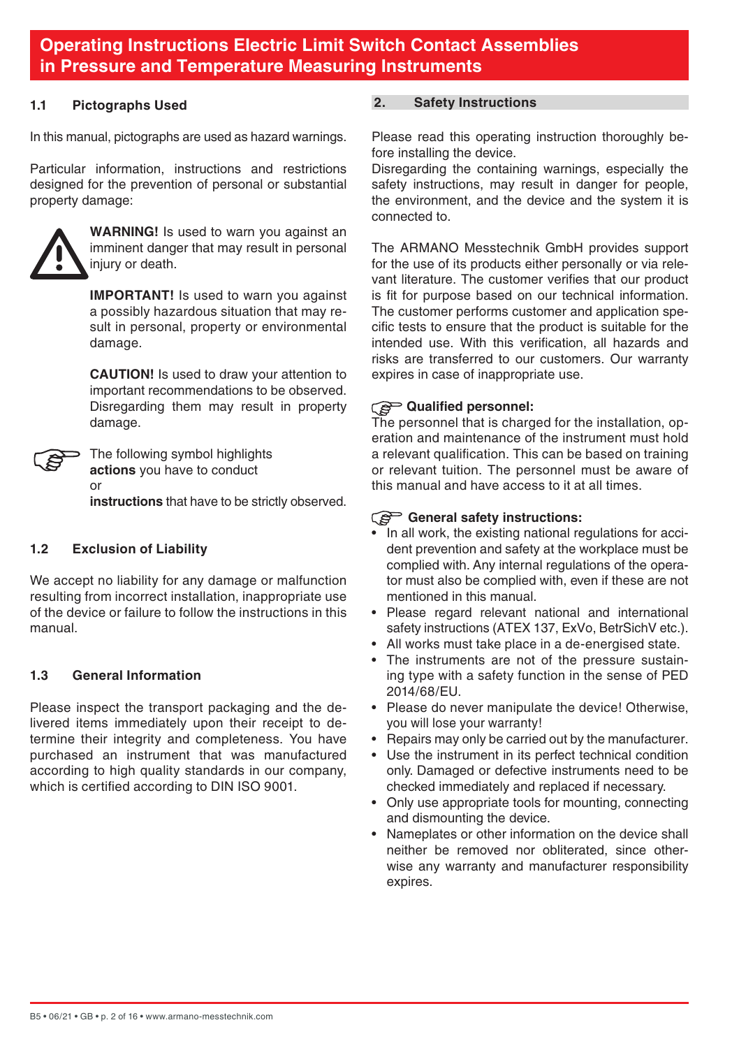# Operating Instructions Electric Limit Switch Contact Assemblies in Pressure and Temperature Measuring Instruments

## 1.1 Pictographs Used

In this manual, pictographs are used as hazard warnings.

Particular information, instructions and restrictions designed for the prevention of personal or substantial property damage:

**WARNING!** Is used to warn you against an imminent danger that may result in personal injury or death.

**IMPORTANT!** Is used to warn you against a possibly hazardous situation that may result in personal, property or environmental damage.

**CAUTION!** Is used to draw your attention to important recommendations to be observed. Disregarding them may result in property damage.

The following symbol highlights **actions** you have to conduct or **instructions** that have to be strictly observed.

## 1.2 Exclusion of Liability

We accept no liability for any damage or malfunction resulting from incorrect installation, inappropriate use of the device or failure to follow the instructions in this manual.

## 1.3 General Information

Please inspect the transport packaging and the delivered items immediately upon their receipt to determine their integrity and completeness. You have purchased an instrument that was manufactured according to high quality standards in our company, which is certified according to DIN ISO 9001.

## 2. Safety Instructions

Please read this operating instruction thoroughly before installing the device.
Disregarding the containing warnings, especially the safety instructions, may result in danger for people, the environment, and the device and the system it is connected to.

The ARMANO Messtechnik GmbH provides support for the use of its products either personally or via relevant literature. The customer verifies that our product is fit for purpose based on our technical information. The customer performs customer and application specific tests to ensure that the product is suitable for the intended use. With this verification, all hazards and risks are transferred to our customers. Our warranty expires in case of inappropriate use.

**Qualified personnel:**
The personnel that is charged for the installation, operation and maintenance of the instrument must hold a relevant qualification. This can be based on training or relevant tuition. The personnel must be aware of this manual and have access to it at all times.

**General safety instructions:**

- In all work, the existing national regulations for accident prevention and safety at the workplace must be complied with. Any internal regulations of the operator must also be complied with, even if these are not mentioned in this manual.
- Please regard relevant national and international safety instructions (ATEX 137, ExVo, BetrSichV etc.).
- All works must take place in a de-energised state.
- The instruments are not of the pressure sustaining type with a safety function in the sense of PED 2014/68/EU.
- Please do never manipulate the device! Otherwise, you will lose your warranty!
- Repairs may only be carried out by the manufacturer.
- Use the instrument in its perfect technical condition only. Damaged or defective instruments need to be checked immediately and replaced if necessary.
- Only use appropriate tools for mounting, connecting and dismounting the device.
- Nameplates or other information on the device shall neither be removed nor obliterated, since otherwise any warranty and manufacturer responsibility expires.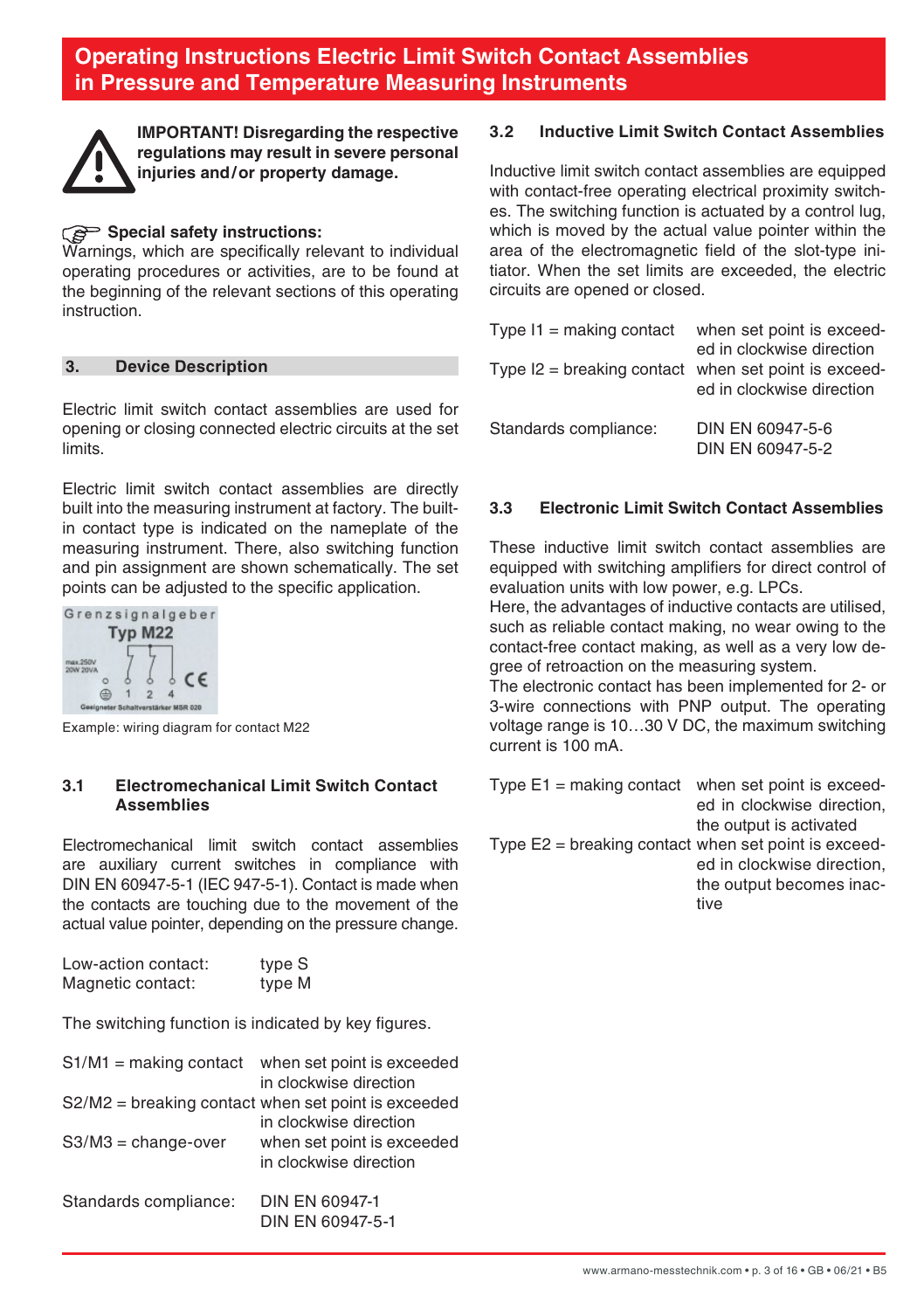# Operating Instructions Electric Limit Switch Contact Assemblies in Pressure and Temperature Measuring Instruments

**IMPORTANT! Disregarding the respective regulations may result in severe personal injuries and/or property damage.**

**Special safety instructions:**
Warnings, which are specifically relevant to individual operating procedures or activities, are to be found at the beginning of the relevant sections of this operating instruction.

## 3. Device Description

Electric limit switch contact assemblies are used for opening or closing connected electric circuits at the set limits.

Electric limit switch contact assemblies are directly built into the measuring instrument at factory. The built-in contact type is indicated on the nameplate of the measuring instrument. There, also switching function and pin assignment are shown schematically. The set points can be adjusted to the specific application.

Grenzsignalgeber
Typ M22
max.250V
20W 20VA
1 2 4
Geeigneter Schaltverstärker MSR 020

Example: wiring diagram for contact M22

### 3.1 Electromechanical Limit Switch Contact Assemblies

Electromechanical limit switch contact assemblies are auxiliary current switches in compliance with DIN EN 60947-5-1 (IEC 947-5-1). Contact is made when the contacts are touching due to the movement of the actual value pointer, depending on the pressure change.

| | |
|---|---|
| Low-action contact: | type S |
| Magnetic contact: | type M |

The switching function is indicated by key figures.

| | |
|---|---|
| S1/M1 = making contact | when set point is exceeded in clockwise direction |
| S2/M2 = breaking contact | when set point is exceeded in clockwise direction |
| S3/M3 = change-over | when set point is exceeded in clockwise direction |

| | |
|---|---|
| Standards compliance: | DIN EN 60947-1<br>DIN EN 60947-5-1 |

### 3.2 Inductive Limit Switch Contact Assemblies

Inductive limit switch contact assemblies are equipped with contact-free operating electrical proximity switches. The switching function is actuated by a control lug, which is moved by the actual value pointer within the area of the electromagnetic field of the slot-type initiator. When the set limits are exceeded, the electric circuits are opened or closed.

| | |
|---|---|
| Type I1 = making contact | when set point is exceeded in clockwise direction |
| Type I2 = breaking contact | when set point is exceeded in clockwise direction |

| | |
|---|---|
| Standards compliance: | DIN EN 60947-5-6<br>DIN EN 60947-5-2 |

### 3.3 Electronic Limit Switch Contact Assemblies

These inductive limit switch contact assemblies are equipped with switching amplifiers for direct control of evaluation units with low power, e.g. LPCs.
Here, the advantages of inductive contacts are utilised, such as reliable contact making, no wear owing to the contact-free contact making, as well as a very low degree of retroaction on the measuring system.
The electronic contact has been implemented for 2- or 3-wire connections with PNP output. The operating voltage range is 10…30 V DC, the maximum switching current is 100 mA.

| | |
|---|---|
| Type E1 = making contact | when set point is exceeded in clockwise direction, the output is activated |
| Type E2 = breaking contact | when set point is exceeded in clockwise direction, the output becomes inactive |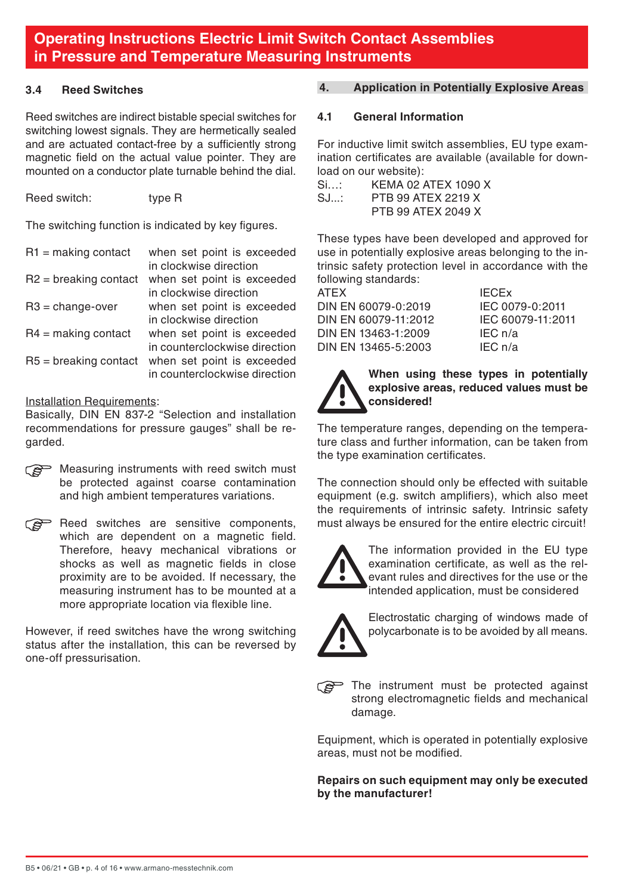## 3.4 Reed Switches

Reed switches are indirect bistable special switches for switching lowest signals. They are hermetically sealed and are actuated contact-free by a sufficiently strong magnetic field on the actual value pointer. They are mounted on a conductor plate turnable behind the dial.

Reed switch: type R

The switching function is indicated by key figures.

| | |
|---|---|
| R1 = making contact | when set point is exceeded in clockwise direction |
| R2 = breaking contact | when set point is exceeded in clockwise direction |
| R3 = change-over | when set point is exceeded in clockwise direction |
| R4 = making contact | when set point is exceeded in counterclockwise direction |
| R5 = breaking contact | when set point is exceeded in counterclockwise direction |

Installation Requirements:
Basically, DIN EN 837-2 "Selection and installation recommendations for pressure gauges" shall be regarded.

Measuring instruments with reed switch must be protected against coarse contamination and high ambient temperatures variations.

Reed switches are sensitive components, which are dependent on a magnetic field. Therefore, heavy mechanical vibrations or shocks as well as magnetic fields in close proximity are to be avoided. If necessary, the measuring instrument has to be mounted at a more appropriate location via flexible line.

However, if reed switches have the wrong switching status after the installation, this can be reversed by one-off pressurisation.

# 4. Application in Potentially Explosive Areas

## 4.1 General Information

For inductive limit switch assemblies, EU type examination certificates are available (available for download on our website):

Si…: KEMA 02 ATEX 1090 X
SJ...: PTB 99 ATEX 2219 X
PTB 99 ATEX 2049 X

These types have been developed and approved for use in potentially explosive areas belonging to the intrinsic safety protection level in accordance with the following standards:

| ATEX | IECEx |
|---|---|
| DIN EN 60079-0:2019 | IEC 0079-0:2011 |
| DIN EN 60079-11:2012 | IEC 60079-11:2011 |
| DIN EN 13463-1:2009 | IEC n/a |
| DIN EN 13465-5:2003 | IEC n/a |

**When using these types in potentially explosive areas, reduced values must be considered!**

The temperature ranges, depending on the temperature class and further information, can be taken from the type examination certificates.

The connection should only be effected with suitable equipment (e.g. switch amplifiers), which also meet the requirements of intrinsic safety. Intrinsic safety must always be ensured for the entire electric circuit!

The information provided in the EU type examination certificate, as well as the relevant rules and directives for the use or the intended application, must be considered

Electrostatic charging of windows made of polycarbonate is to be avoided by all means.

The instrument must be protected against strong electromagnetic fields and mechanical damage.

Equipment, which is operated in potentially explosive areas, must not be modified.

**Repairs on such equipment may only be executed by the manufacturer!**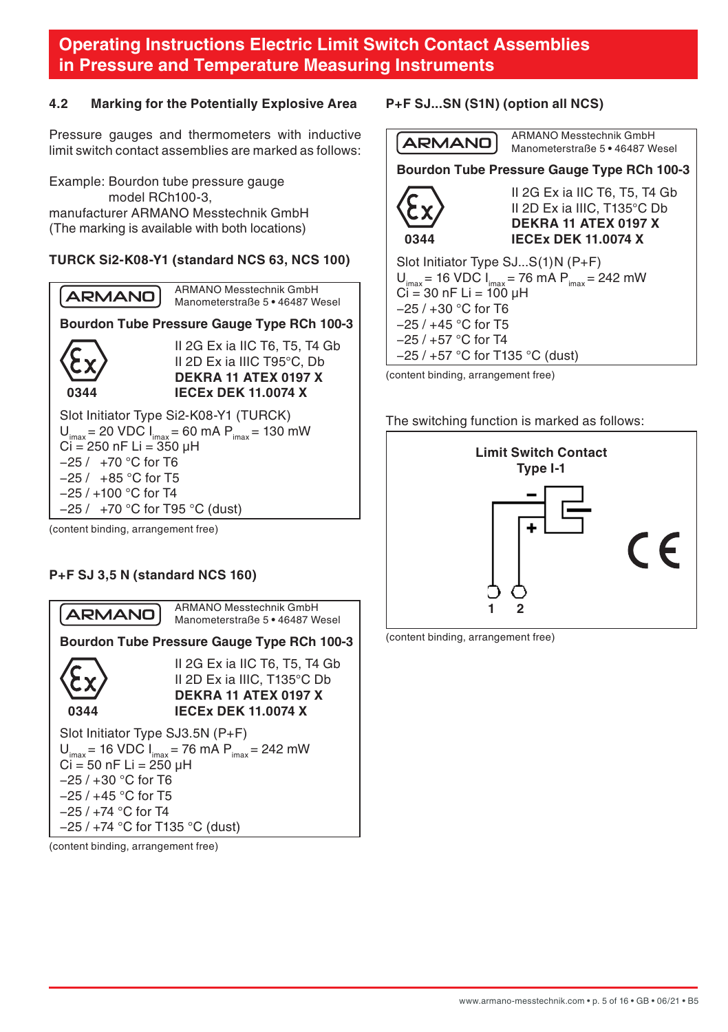## 4.2 Marking for the Potentially Explosive Area

Pressure gauges and thermometers with inductive limit switch contact assemblies are marked as follows:

Example: Bourdon tube pressure gauge model RCh100-3,
manufacturer ARMANO Messtechnik GmbH
(The marking is available with both locations)

### TURCK Si2-K08-Y1 (standard NCS 63, NCS 100)

ARMANO
ARMANO Messtechnik GmbH
Manometerstraße 5 • 46487 Wesel

**Bourdon Tube Pressure Gauge Type RCh 100-3**

0344

II 2G Ex ia IIC T6, T5, T4 Gb
II 2D Ex ia IIIC T95°C, Db
**DEKRA 11 ATEX 0197 X**
**IECEx DEK 11.0074 X**

Slot Initiator Type Si2-K08-Y1 (TURCK)
$U_{imax}$ = 20 VDC $I_{imax}$ = 60 mA $P_{imax}$ = 130 mW
Ci = 250 nF Li = 350 µH
–25 / +70 °C for T6
–25 / +85 °C for T5
–25 / +100 °C for T4
–25 / +70 °C for T95 °C (dust)

(content binding, arrangement free)

### P+F SJ 3,5 N (standard NCS 160)

ARMANO
ARMANO Messtechnik GmbH
Manometerstraße 5 • 46487 Wesel

**Bourdon Tube Pressure Gauge Type RCh 100-3**

0344

II 2G Ex ia IIC T6, T5, T4 Gb
II 2D Ex ia IIIC, T135°C Db
**DEKRA 11 ATEX 0197 X**
**IECEx DEK 11.0074 X**

Slot Initiator Type SJ3.5N (P+F)
$U_{imax}$ = 16 VDC $I_{imax}$ = 76 mA $P_{imax}$ = 242 mW
Ci = 50 nF Li = 250 µH
–25 / +30 °C for T6
–25 / +45 °C for T5
–25 / +74 °C for T4
–25 / +74 °C for T135 °C (dust)

(content binding, arrangement free)

### P+F SJ...SN (S1N) (option all NCS)

ARMANO
ARMANO Messtechnik GmbH
Manometerstraße 5 • 46487 Wesel

**Bourdon Tube Pressure Gauge Type RCh 100-3**

0344

II 2G Ex ia IIC T6, T5, T4 Gb
II 2D Ex ia IIIC, T135°C Db
**DEKRA 11 ATEX 0197 X**
**IECEx DEK 11.0074 X**

Slot Initiator Type SJ...S(1)N (P+F)
$U_{imax}$ = 16 VDC $I_{imax}$ = 76 mA $P_{imax}$ = 242 mW
Ci = 30 nF Li = 100 µH
–25 / +30 °C for T6
–25 / +45 °C for T5
–25 / +57 °C for T4
–25 / +57 °C for T135 °C (dust)

(content binding, arrangement free)

The switching function is marked as follows:

**Limit Switch Contact**
**Type I-1**

–
+
1 2

CE

(content binding, arrangement free)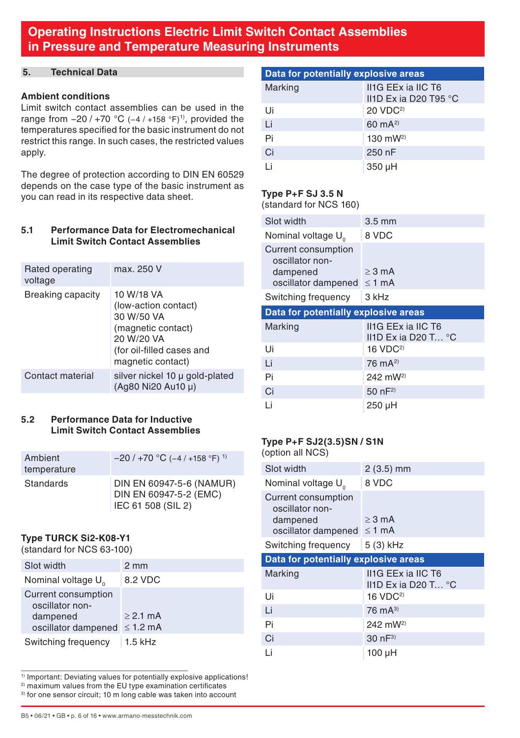# Operating Instructions Electric Limit Switch Contact Assemblies in Pressure and Temperature Measuring Instruments

## 5. Technical Data

**Ambient conditions**

Limit switch contact assemblies can be used in the range from −20 / +70 °C (−4 / +158 °F)[1], provided the temperatures specified for the basic instrument do not restrict this range. In such cases, the restricted values apply.

The degree of protection according to DIN EN 60529 depends on the case type of the basic instrument as you can read in its respective data sheet.

### 5.1 Performance Data for Electromechanical Limit Switch Contact Assemblies

| | |
|---|---|
| Rated operating voltage | max. 250 V |
| Breaking capacity | 10 W/18 VA (low-action contact) 30 W/50 VA (magnetic contact) 20 W/20 VA (for oil-filled cases and magnetic contact) |
| Contact material | silver nickel 10 µ gold-plated (Ag80 Ni20 Au10 µ) |

### 5.2 Performance Data for Inductive Limit Switch Contact Assemblies

| | |
|---|---|
| Ambient temperature | −20 / +70 °C (−4 / +158 °F) [1] |
| Standards | DIN EN 60947-5-6 (NAMUR) DIN EN 60947-5-2 (EMC) IEC 61 508 (SIL 2) |

**Type TURCK Si2-K08-Y1**
(standard for NCS 63-100)

| | |
|---|---|
| Slot width | 2 mm |
| Nominal voltage $U_0$ | 8.2 VDC |
| Current consumption oscillator non-dampened oscillator dampened | ≥ 2.1 mA ≤ 1.2 mA |
| Switching frequency | 1.5 kHz |

| Data for potentially explosive areas | |
|---|---|
| Marking | II1G EEx ia IIC T6 II1D EEx ia D20 T95 °C |
| Ui | 20 VDC[2] |
| Li | 60 mA[2] |
| Pi | 130 mW[2] |
| Ci | 250 nF |
| Li | 350 µH |

**Type P+F SJ 3.5 N**
(standard for NCS 160)

| | |
|---|---|
| Slot width | 3.5 mm |
| Nominal voltage $U_0$ | 8 VDC |
| Current consumption oscillator non-dampened oscillator dampened | ≥ 3 mA ≤ 1 mA |
| Switching frequency | 3 kHz |

| Data for potentially explosive areas | |
|---|---|
| Marking | II1G EEx ia IIC T6 II1D Ex ia D20 T… °C |
| Ui | 16 VDC[2] |
| Li | 76 mA[2] |
| Pi | 242 mW[2] |
| Ci | 50 nF[2] |
| Li | 250 µH |

**Type P+F SJ2(3.5)SN / S1N**
(option all NCS)

| | |
|---|---|
| Slot width | 2 (3.5) mm |
| Nominal voltage $U_0$ | 8 VDC |
| Current consumption oscillator non-dampened oscillator dampened | ≥ 3 mA ≤ 1 mA |
| Switching frequency | 5 (3) kHz |

| Data for potentially explosive areas | |
|---|---|
| Marking | II1G EEx ia IIC T6 II1D Ex ia D20 T… °C |
| Ui | 16 VDC[2] |
| Li | 76 mA[3] |
| Pi | 242 mW[2] |
| Ci | 30 nF[3] |
| Li | 100 µH |

[1] Important: Deviating values for potentially explosive applications!
[2] maximum values from the EU type examination certificates
[3] for one sensor circuit; 10 m long cable was taken into account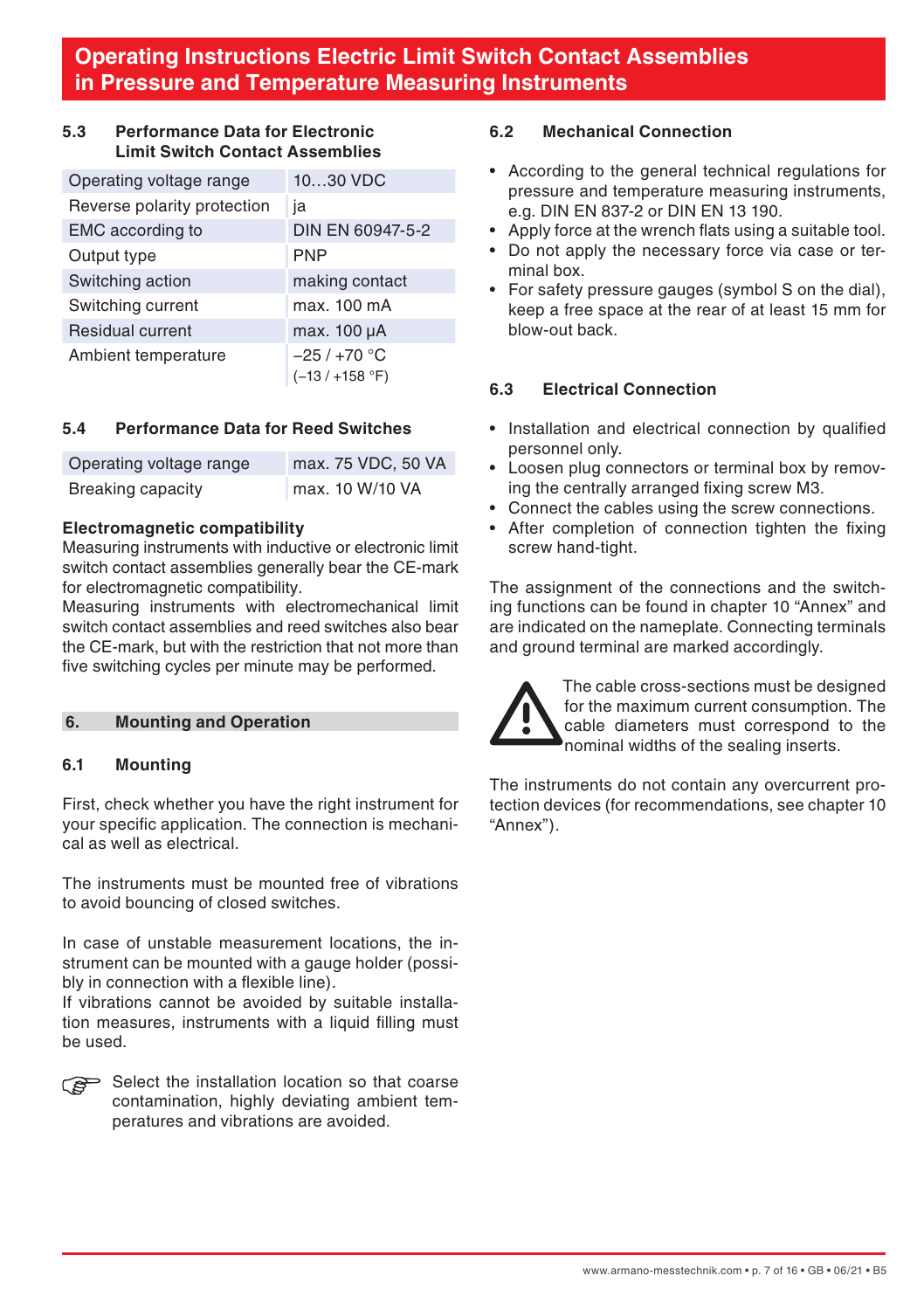### 5.3 Performance Data for Electronic Limit Switch Contact Assemblies

| | |
|---|---|
| Operating voltage range | 10…30 VDC |
| Reverse polarity protection | ja |
| EMC according to | DIN EN 60947-5-2 |
| Output type | PNP |
| Switching action | making contact |
| Switching current | max. 100 mA |
| Residual current | max. 100 µA |
| Ambient temperature | –25 / +70 °C (–13 / +158 °F) |

### 5.4 Performance Data for Reed Switches

| | |
|---|---|
| Operating voltage range | max. 75 VDC, 50 VA |
| Breaking capacity | max. 10 W/10 VA |

**Electromagnetic compatibility**

Measuring instruments with inductive or electronic limit switch contact assemblies generally bear the CE-mark for electromagnetic compatibility.

Measuring instruments with electromechanical limit switch contact assemblies and reed switches also bear the CE-mark, but with the restriction that not more than five switching cycles per minute may be performed.

## 6. Mounting and Operation

### 6.1 Mounting

First, check whether you have the right instrument for your specific application. The connection is mechanical as well as electrical.

The instruments must be mounted free of vibrations to avoid bouncing of closed switches.

In case of unstable measurement locations, the instrument can be mounted with a gauge holder (possibly in connection with a flexible line).

If vibrations cannot be avoided by suitable installation measures, instruments with a liquid filling must be used.

☞ Select the installation location so that coarse contamination, highly deviating ambient temperatures and vibrations are avoided.

### 6.2 Mechanical Connection

- According to the general technical regulations for pressure and temperature measuring instruments, e.g. DIN EN 837-2 or DIN EN 13 190.
- Apply force at the wrench flats using a suitable tool.
- Do not apply the necessary force via case or terminal box.
- For safety pressure gauges (symbol S on the dial), keep a free space at the rear of at least 15 mm for blow-out back.

### 6.3 Electrical Connection

- Installation and electrical connection by qualified personnel only.
- Loosen plug connectors or terminal box by removing the centrally arranged fixing screw M3.
- Connect the cables using the screw connections.
- After completion of connection tighten the fixing screw hand-tight.

The assignment of the connections and the switching functions can be found in chapter 10 "Annex" and are indicated on the nameplate. Connecting terminals and ground terminal are marked accordingly.

⚠ The cable cross-sections must be designed for the maximum current consumption. The cable diameters must correspond to the nominal widths of the sealing inserts.

The instruments do not contain any overcurrent protection devices (for recommendations, see chapter 10 "Annex").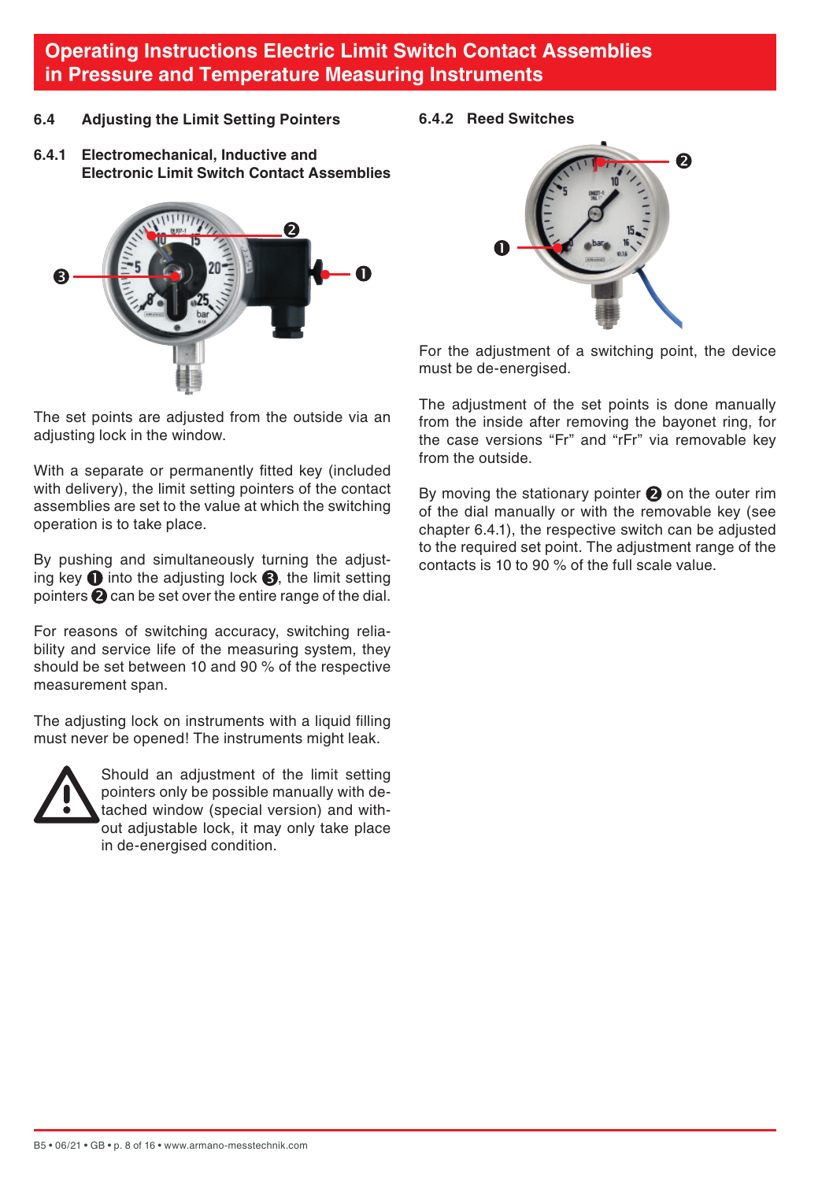## 6.4 Adjusting the Limit Setting Pointers

### 6.4.1 Electromechanical, Inductive and Electronic Limit Switch Contact Assemblies

The set points are adjusted from the outside via an adjusting lock in the window.

With a separate or permanently fitted key (included with delivery), the limit setting pointers of the contact assemblies are set to the value at which the switching operation is to take place.

By pushing and simultaneously turning the adjusting key ❶ into the adjusting lock ❸, the limit setting pointers ❷ can be set over the entire range of the dial.

For reasons of switching accuracy, switching reliability and service life of the measuring system, they should be set between 10 and 90 % of the respective measurement span.

The adjusting lock on instruments with a liquid filling must never be opened! The instruments might leak.

⚠ Should an adjustment of the limit setting pointers only be possible manually with detached window (special version) and without adjustable lock, it may only take place in de-energised condition.

### 6.4.2 Reed Switches

For the adjustment of a switching point, the device must be de-energised.

The adjustment of the set points is done manually from the inside after removing the bayonet ring, for the case versions “Fr” and “rFr” via removable key from the outside.

By moving the stationary pointer ❷ on the outer rim of the dial manually or with the removable key (see chapter 6.4.1), the respective switch can be adjusted to the required set point. The adjustment range of the contacts is 10 to 90 % of the full scale value.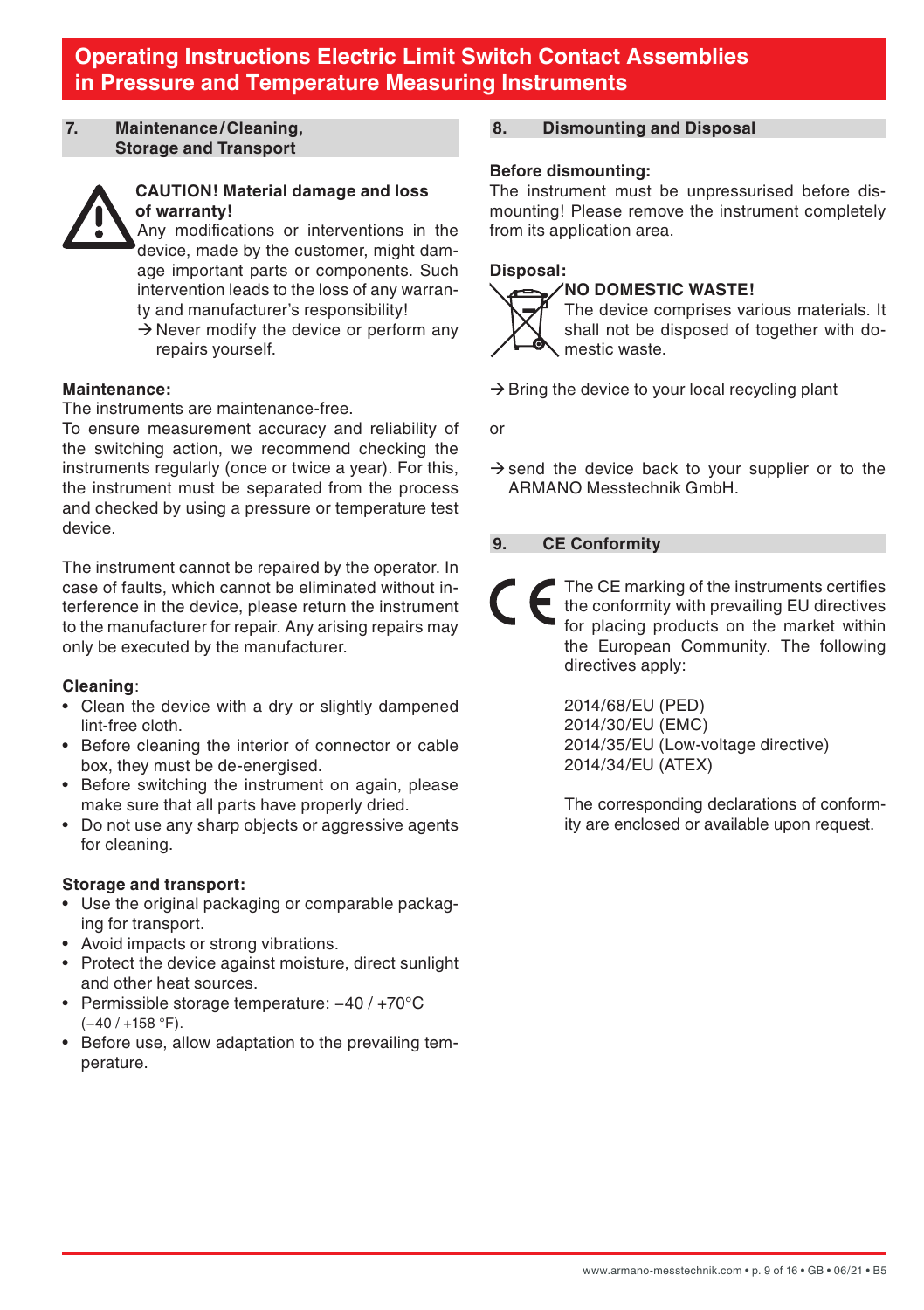## 7. Maintenance/Cleaning, Storage and Transport

**CAUTION! Material damage and loss of warranty!**

Any modifications or interventions in the device, made by the customer, might damage important parts or components. Such intervention leads to the loss of any warranty and manufacturer's responsibility!

→ Never modify the device or perform any repairs yourself.

**Maintenance:**

The instruments are maintenance-free.

To ensure measurement accuracy and reliability of the switching action, we recommend checking the instruments regularly (once or twice a year). For this, the instrument must be separated from the process and checked by using a pressure or temperature test device.

The instrument cannot be repaired by the operator. In case of faults, which cannot be eliminated without interference in the device, please return the instrument to the manufacturer for repair. Any arising repairs may only be executed by the manufacturer.

**Cleaning**:

- Clean the device with a dry or slightly dampened lint-free cloth.
- Before cleaning the interior of connector or cable box, they must be de-energised.
- Before switching the instrument on again, please make sure that all parts have properly dried.
- Do not use any sharp objects or aggressive agents for cleaning.

**Storage and transport:**

- Use the original packaging or comparable packaging for transport.
- Avoid impacts or strong vibrations.
- Protect the device against moisture, direct sunlight and other heat sources.
- Permissible storage temperature: –40 / +70°C (–40 / +158 °F).
- Before use, allow adaptation to the prevailing temperature.

## 8. Dismounting and Disposal

**Before dismounting:**

The instrument must be unpressurised before dismounting! Please remove the instrument completely from its application area.

**Disposal:**

**NO DOMESTIC WASTE!**

The device comprises various materials. It shall not be disposed of together with domestic waste.

→ Bring the device to your local recycling plant

or

→ send the device back to your supplier or to the ARMANO Messtechnik GmbH.

## 9. CE Conformity

The CE marking of the instruments certifies the conformity with prevailing EU directives for placing products on the market within the European Community. The following directives apply:

2014/68/EU (PED)
2014/30/EU (EMC)
2014/35/EU (Low-voltage directive)
2014/34/EU (ATEX)

The corresponding declarations of conformity are enclosed or available upon request.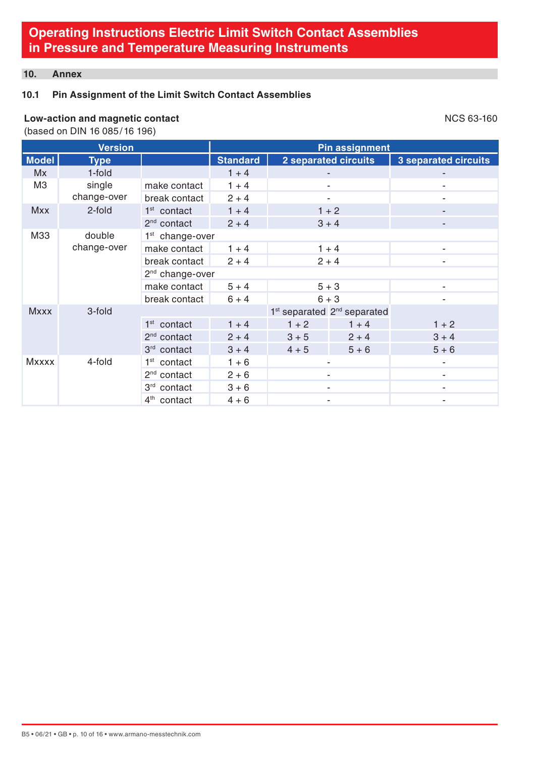## 10. Annex

### 10.1 Pin Assignment of the Limit Switch Contact Assemblies

**Low-action and magnetic contact**
(based on DIN 16 085/16 196)

NCS 63-160

| Version | | | Pin assignment | | | |
|---|---|---|---|---|---|---|
| **Model** | **Type** | | **Standard** | **2 separated circuits** | | **3 separated circuits** |
| Mx | 1-fold | | 1 + 4 | - | | - |
| M3 | single change-over | make contact | 1 + 4 | - | | - |
| | | break contact | 2 + 4 | - | | - |
| Mxx | 2-fold | 1st contact | 1 + 4 | 1 + 2 | | - |
| | | 2nd contact | 2 + 4 | 3 + 4 | | - |
| M33 | double change-over | 1st change-over | | | | |
| | | make contact | 1 + 4 | 1 + 4 | | - |
| | | break contact | 2 + 4 | 2 + 4 | | - |
| | | 2nd change-over | | | | |
| | | make contact | 5 + 4 | 5 + 3 | | - |
| | | break contact | 6 + 4 | 6 + 3 | | - |
| Mxxx | 3-fold | | | 1st separated | 2nd separated | |
| | | 1st contact | 1 + 4 | 1 + 2 | 1 + 4 | 1 + 2 |
| | | 2nd contact | 2 + 4 | 3 + 5 | 2 + 4 | 3 + 4 |
| | | 3rd contact | 3 + 4 | 4 + 5 | 5 + 6 | 5 + 6 |
| Mxxxx | 4-fold | 1st contact | 1 + 6 | - | | - |
| | | 2nd contact | 2 + 6 | - | | - |
| | | 3rd contact | 3 + 6 | - | | - |
| | | 4th contact | 4 + 6 | - | | - |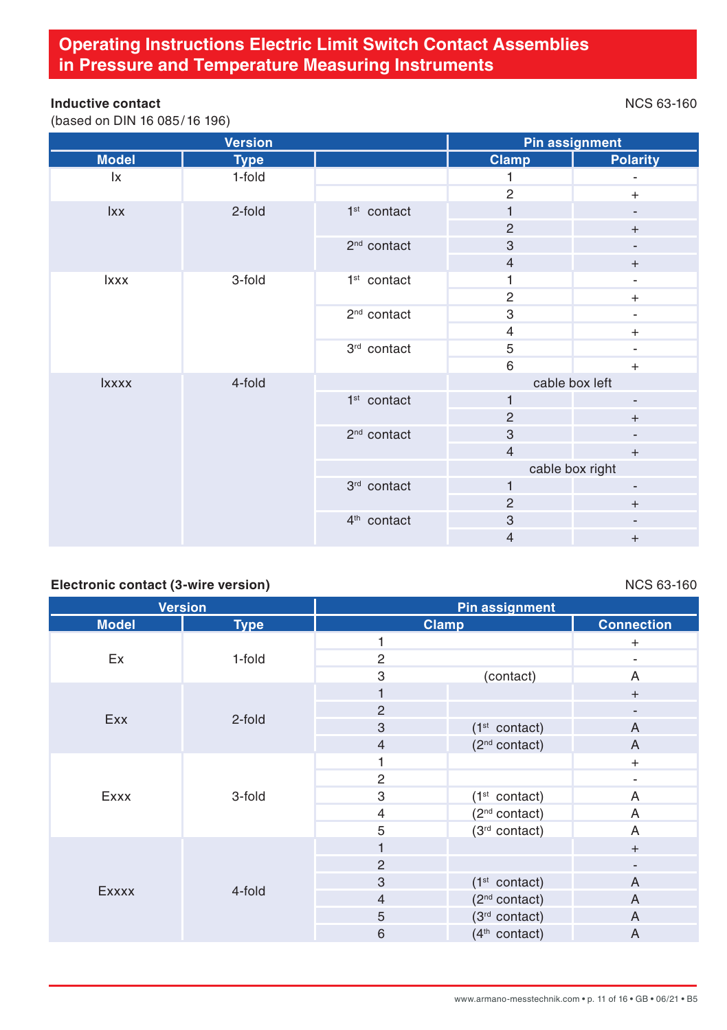# Operating Instructions Electric Limit Switch Contact Assemblies in Pressure and Temperature Measuring Instruments

**Inductive contact**
(based on DIN 16 085/16 196)

NCS 63-160

| Version | | | Pin assignment | |
|---|---|---|---|---|
| Model | Type | | Clamp | Polarity |
| Ix | 1-fold | | 1 | - |
| | | | 2 | + |
| Ixx | 2-fold | 1st contact | 1 | - |
| | | | 2 | + |
| | | 2nd contact | 3 | - |
| | | | 4 | + |
| Ixxx | 3-fold | 1st contact | 1 | - |
| | | | 2 | + |
| | | 2nd contact | 3 | - |
| | | | 4 | + |
| | | 3rd contact | 5 | - |
| | | | 6 | + |
| Ixxxx | 4-fold | | cable box left | |
| | | 1st contact | 1 | - |
| | | | 2 | + |
| | | 2nd contact | 3 | - |
| | | | 4 | + |
| | | | cable box right | |
| | | 3rd contact | 1 | - |
| | | | 2 | + |
| | | 4th contact | 3 | - |
| | | | 4 | + |

**Electronic contact (3-wire version)**

NCS 63-160

| Version | | Pin assignment | | |
|---|---|---|---|---|
| Model | Type | Clamp | | Connection |
| Ex | 1-fold | 1 | | + |
| | | 2 | | - |
| | | 3 | (contact) | A |
| Exx | 2-fold | 1 | | + |
| | | 2 | | - |
| | | 3 | (1st contact) | A |
| | | 4 | (2nd contact) | A |
| Exxx | 3-fold | 1 | | + |
| | | 2 | | - |
| | | 3 | (1st contact) | A |
| | | 4 | (2nd contact) | A |
| | | 5 | (3rd contact) | A |
| Exxxx | 4-fold | 1 | | + |
| | | 2 | | - |
| | | 3 | (1st contact) | A |
| | | 4 | (2nd contact) | A |
| | | 5 | (3rd contact) | A |
| | | 6 | (4th contact) | A |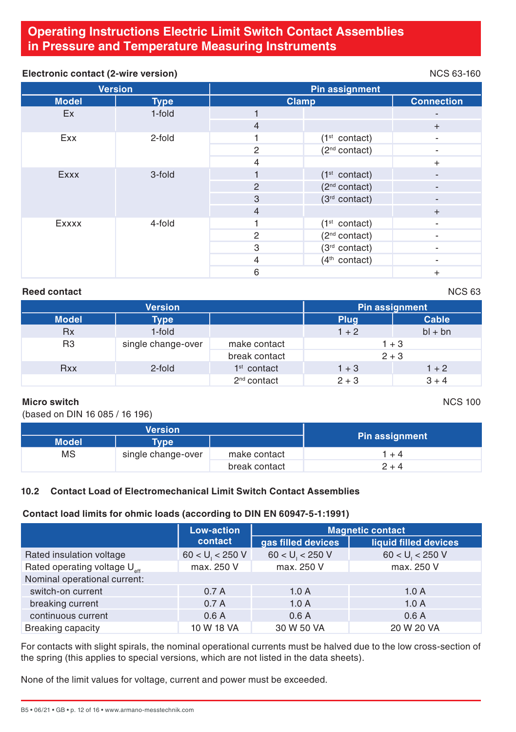# Operating Instructions Electric Limit Switch Contact Assemblies in Pressure and Temperature Measuring Instruments

**Electronic contact (2-wire version)** NCS 63-160

| Version | | Pin assignment | | |
|---|---|---|---|---|
| **Model** | **Type** | **Clamp** | | **Connection** |
| Ex | 1-fold | 1 | | - |
| | | 4 | | + |
| Exx | 2-fold | 1 | (1st contact) | - |
| | | 2 | (2nd contact) | - |
| | | 4 | | + |
| Exxx | 3-fold | 1 | (1st contact) | - |
| | | 2 | (2nd contact) | - |
| | | 3 | (3rd contact) | - |
| | | 4 | | + |
| Exxxx | 4-fold | 1 | (1st contact) | - |
| | | 2 | (2nd contact) | - |
| | | 3 | (3rd contact) | - |
| | | 4 | (4th contact) | - |
| | | 6 | | + |

**Reed contact** NCS 63

| Version | | | Pin assignment | |
|---|---|---|---|---|
| **Model** | **Type** | | **Plug** | **Cable** |
| Rx | 1-fold | | 1 + 2 | bl + bn |
| R3 | single change-over | make contact | 1 + 3 | |
| | | break contact | 2 + 3 | |
| Rxx | 2-fold | 1st contact | 1 + 3 | 1 + 2 |
| | | 2nd contact | 2 + 3 | 3 + 4 |

**Micro switch** NCS 100

(based on DIN 16 085 / 16 196)

| Version | | | Pin assignment |
|---|---|---|---|
| **Model** | **Type** | | |
| MS | single change-over | make contact | 1 + 4 |
| | | break contact | 2 + 4 |

### 10.2 Contact Load of Electromechanical Limit Switch Contact Assemblies

**Contact load limits for ohmic loads (according to DIN EN 60947-5-1:1991)**

| | Low-action contact | Magnetic contact | |
|---|---|---|---|
| | | gas filled devices | liquid filled devices |
| Rated insulation voltage | $60 < U_i < 250$ V | $60 < U_i < 250$ V | $60 < U_i < 250$ V |
| Rated operating voltage $U_{eff}$ | max. 250 V | max. 250 V | max. 250 V |
| Nominal operational current: | | | |
| switch-on current | 0.7 A | 1.0 A | 1.0 A |
| breaking current | 0.7 A | 1.0 A | 1.0 A |
| continuous current | 0.6 A | 0.6 A | 0.6 A |
| Breaking capacity | 10 W 18 VA | 30 W 50 VA | 20 W 20 VA |

For contacts with slight spirals, the nominal operational currents must be halved due to the low cross-section of the spring (this applies to special versions, which are not listed in the data sheets).

None of the limit values for voltage, current and power must be exceeded.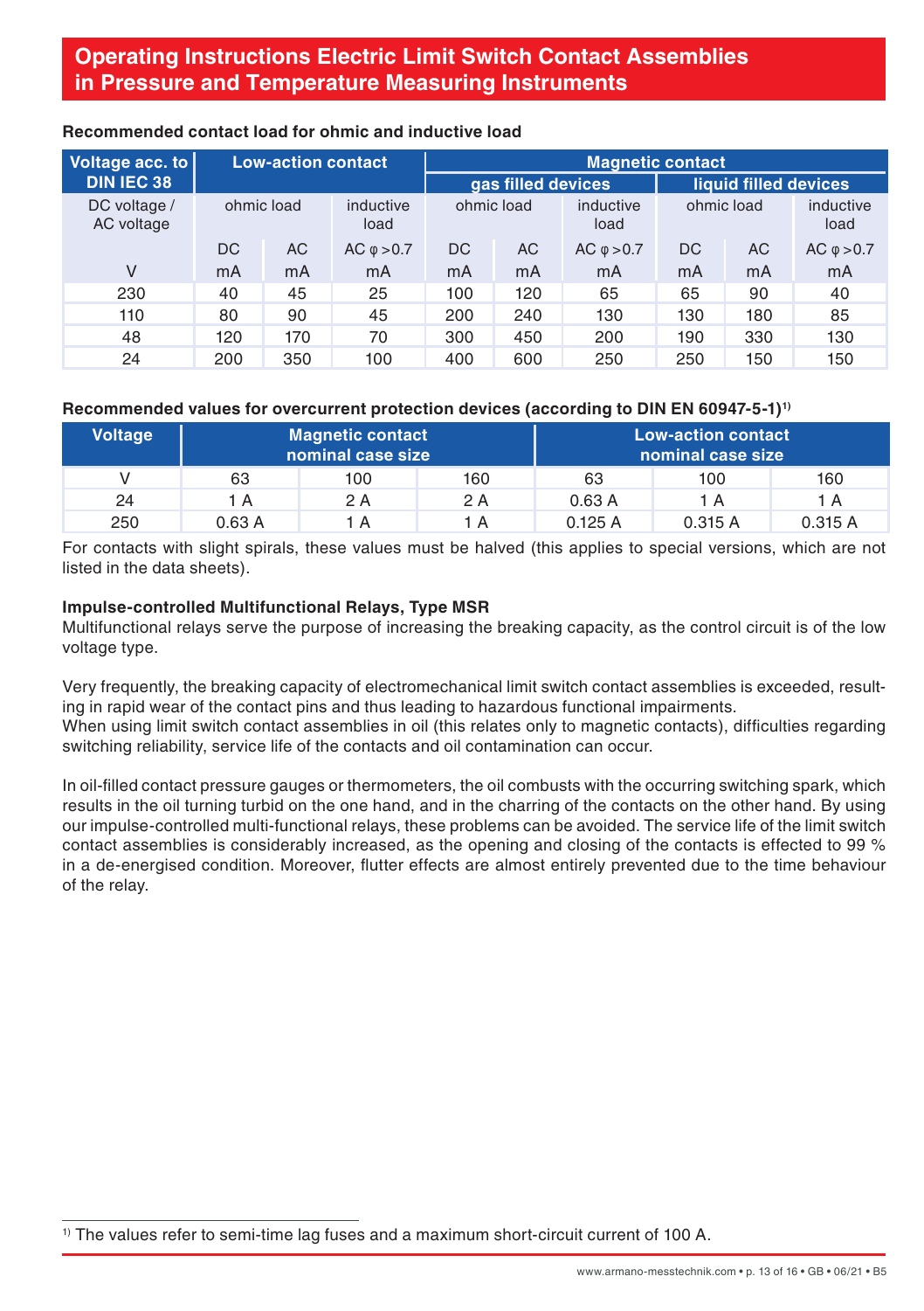# Operating Instructions Electric Limit Switch Contact Assemblies in Pressure and Temperature Measuring Instruments

**Recommended contact load for ohmic and inductive load**

| Voltage acc. to DIN IEC 38 | Low-action contact | | | Magnetic contact | | | | | |
|---|---|---|---|---|---|---|---|---|---|
| | | | | gas filled devices | | | liquid filled devices | | |
| DC voltage / AC voltage | ohmic load | | inductive load | ohmic load | | inductive load | ohmic load | | inductive load |
| | DC | AC | AC φ >0.7 | DC | AC | AC φ >0.7 | DC | AC | AC φ >0.7 |
| V | mA | mA | mA | mA | mA | mA | mA | mA | mA |
| 230 | 40 | 45 | 25 | 100 | 120 | 65 | 65 | 90 | 40 |
| 110 | 80 | 90 | 45 | 200 | 240 | 130 | 130 | 180 | 85 |
| 48 | 120 | 170 | 70 | 300 | 450 | 200 | 190 | 330 | 130 |
| 24 | 200 | 350 | 100 | 400 | 600 | 250 | 250 | 150 | 150 |

**Recommended values for overcurrent protection devices (according to DIN EN 60947-5-1)[1]**

| Voltage | Magnetic contact nominal case size | | | Low-action contact nominal case size | | |
|---|---|---|---|---|---|---|
| V | 63 | 100 | 160 | 63 | 100 | 160 |
| 24 | 1 A | 2 A | 2 A | 0.63 A | 1 A | 1 A |
| 250 | 0.63 A | 1 A | 1 A | 0.125 A | 0.315 A | 0.315 A |

For contacts with slight spirals, these values must be halved (this applies to special versions, which are not listed in the data sheets).

**Impulse-controlled Multifunctional Relays, Type MSR**

Multifunctional relays serve the purpose of increasing the breaking capacity, as the control circuit is of the low voltage type.

Very frequently, the breaking capacity of electromechanical limit switch contact assemblies is exceeded, resulting in rapid wear of the contact pins and thus leading to hazardous functional impairments.
When using limit switch contact assemblies in oil (this relates only to magnetic contacts), difficulties regarding switching reliability, service life of the contacts and oil contamination can occur.

In oil-filled contact pressure gauges or thermometers, the oil combusts with the occurring switching spark, which results in the oil turning turbid on the one hand, and in the charring of the contacts on the other hand. By using our impulse-controlled multi-functional relays, these problems can be avoided. The service life of the limit switch contact assemblies is considerably increased, as the opening and closing of the contacts is effected to 99 % in a de-energised condition. Moreover, flutter effects are almost entirely prevented due to the time behaviour of the relay.

[1] The values refer to semi-time lag fuses and a maximum short-circuit current of 100 A.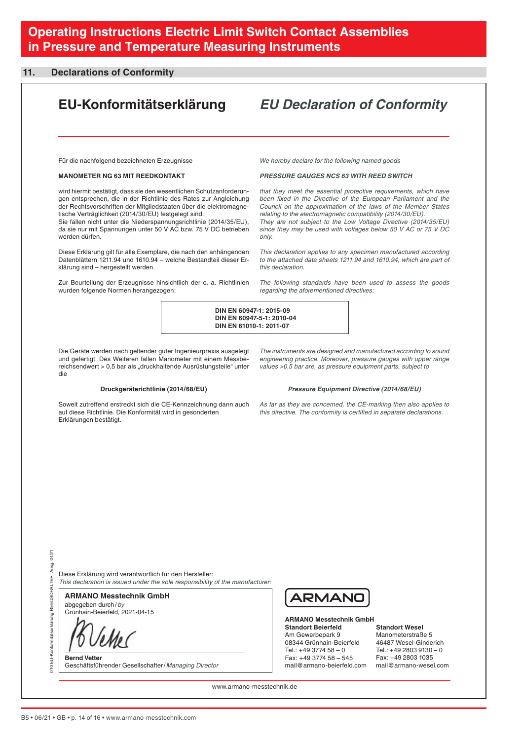# Operating Instructions Electric Limit Switch Contact Assemblies in Pressure and Temperature Measuring Instruments

## 11. Declarations of Conformity

# EU-Konformitätserklärung

# *EU Declaration of Conformity*

Für die nachfolgend bezeichneten Erzeugnisse

**MANOMETER NG 63 MIT REEDKONTAKT**

wird hiermit bestätigt, dass sie den wesentlichen Schutzanforderungen entsprechen, die in der Richtlinie des Rates zur Angleichung der Rechtsvorschriften der Mitgliedstaaten über die elektromagnetische Verträglichkeit (2014/30/EU) festgelegt sind.
Sie fallen nicht unter die Niederspannungsrichtlinie (2014/35/EU), da sie nur mit Spannungen unter 50 V AC bzw. 75 V DC betrieben werden dürfen.

Diese Erklärung gilt für alle Exemplare, die nach den anhängenden Datenblättern 1211.94 und 1610.94 – welche Bestandteil dieser Erklärung sind – hergestellt werden.

Zur Beurteilung der Erzeugnisse hinsichtlich der o. a. Richtlinien wurden folgende Normen herangezogen:

*We hereby declare for the following named goods*

***PRESSURE GAUGES NCS 63 WITH REED SWITCH***

*that they meet the essential protective requirements, which have been fixed in the Directive of the European Parliament and the Council on the approximation of the laws of the Member States relating to the electromagnetic compatibility (2014/30/EU).*
*They are not subject to the Low Voltage Directive (2014/35/EU) since they may be used with voltages below 50 V AC or 75 V DC only.*

*This declaration applies to any specimen manufactured according to the attached data sheets 1211.94 and 1610.94, which are part of this declaration.*

*The following standards have been used to assess the goods regarding the aforementioned directives:*

**DIN EN 60947-1: 2015-09**
**DIN EN 60947-5-1: 2010-04**
**DIN EN 61010-1: 2011-07**

Die Geräte werden nach geltender guter Ingenieurpraxis ausgelegt und gefertigt. Des Weiteren fallen Manometer mit einem Messbereichsendwert > 0,5 bar als „druckhaltende Ausrüstungsteile" unter die

**Druckgeräterichtlinie (2014/68/EU)**

Soweit zutreffend erstreckt sich die CE-Kennzeichnung dann auch auf diese Richtlinie. Die Konformität wird in gesonderten Erklärungen bestätigt.

*The instruments are designed and manufactured according to sound engineering practice. Moreover, pressure gauges with upper range values >0.5 bar are, as pressure equipment parts, subject to*

***Pressure Equipment Directive (2014/68/EU)***

*As far as they are concerned, the CE-marking then also applies to this directive. The conformity is certified in separate declarations.*

Diese Erklärung wird verantwortlich für den Hersteller:
*This declaration is issued under the sole responsibility of the manufacturer:*

**ARMANO Messtechnik GmbH**
abgegeben durch / *by*
Grünhain-Beierfeld, 2021-04-15

**Bernd Vetter**
Geschäftsführender Gesellschafter / *Managing Director*

ARMANO

**ARMANO Messtechnik GmbH**

**Standort Beierfeld**
Am Gewerbepark 9
08344 Grünhain-Beierfeld
Tel.: +49 3774 58 – 0
Fax: +49 3774 58 – 545
mail@armano-beierfeld.com

**Standort Wesel**
Manometerstraße 5
46487 Wesel-Ginderich
Tel.: +49 2803 9130 – 0
Fax: +49 2803 1035
mail@armano-wesel.com

www.armano-messtechnik.de

010 EU-Konformitätserklärung REEDSCHALTER Ausg. 04/21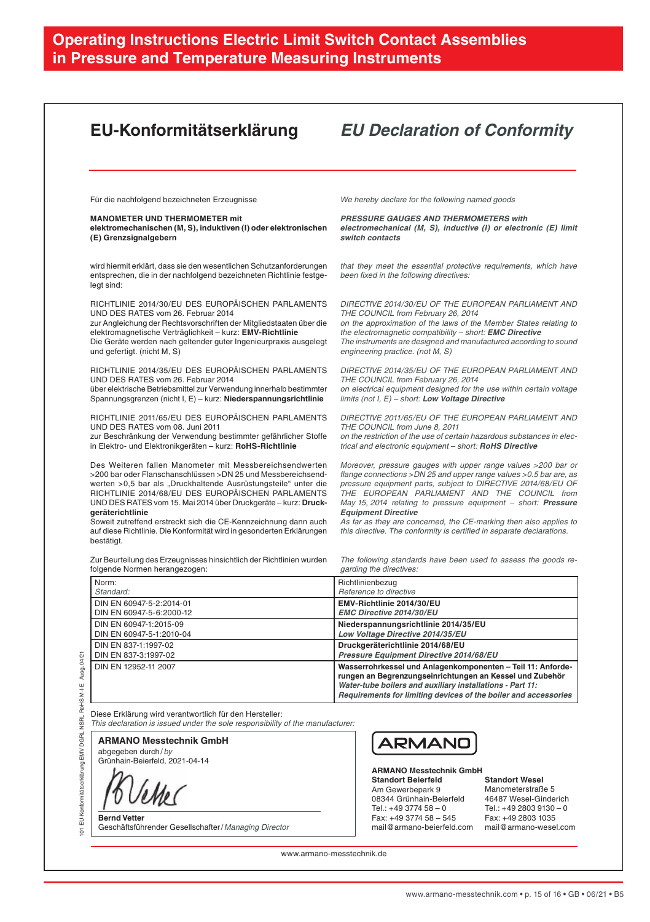# Operating Instructions Electric Limit Switch Contact Assemblies in Pressure and Temperature Measuring Instruments

## EU-Konformitätserklärung

## *EU Declaration of Conformity*

Für die nachfolgend bezeichneten Erzeugnisse

**MANOMETER UND THERMOMETER mit elektromechanischen (M, S), induktiven (I) oder elektronischen (E) Grenzsignalgebern**

wird hiermit erklärt, dass sie den wesentlichen Schutzanforderungen entsprechen, die in der nachfolgend bezeichneten Richtlinie festgelegt sind:

RICHTLINIE 2014/30/EU DES EUROPÄISCHEN PARLAMENTS UND DES RATES vom 26. Februar 2014
zur Angleichung der Rechtsvorschriften der Mitgliedstaaten über die elektromagnetische Verträglichkeit – kurz: **EMV-Richtlinie**
Die Geräte werden nach geltender guter Ingenieurpraxis ausgelegt und gefertigt. (nicht M, S)

RICHTLINIE 2014/35/EU DES EUROPÄISCHEN PARLAMENTS UND DES RATES vom 26. Februar 2014
über elektrische Betriebsmittel zur Verwendung innerhalb bestimmter Spannungsgrenzen (nicht I, E) – kurz: **Niederspannungsrichtlinie**

RICHTLINIE 2011/65/EU DES EUROPÄISCHEN PARLAMENTS UND DES RATES vom 08. Juni 2011
zur Beschränkung der Verwendung bestimmter gefährlicher Stoffe in Elektro- und Elektronikgeräten – kurz: **RoHS-Richtlinie**

Des Weiteren fallen Manometer mit Messbereichsendwerten >200 bar oder Flanschanschlüssen >DN 25 und Messbereichsendwerten >0,5 bar als „Druckhaltende Ausrüstungsteile" unter die RICHTLINIE 2014/68/EU DES EUROPÄISCHEN PARLAMENTS UND DES RATES vom 15. Mai 2014 über Druckgeräte – kurz: **Druckgeräterichtlinie**
Soweit zutreffend erstreckt sich die CE-Kennzeichnung dann auch auf diese Richtlinie. Die Konformität wird in gesonderten Erklärungen bestätigt.

Zur Beurteilung des Erzeugnisses hinsichtlich der Richtlinien wurden folgende Normen herangezogen:

*We hereby declare for the following named goods*

***PRESSURE GAUGES AND THERMOMETERS with electromechanical (M, S), inductive (I) or electronic (E) limit switch contacts***

*that they meet the essential protective requirements, which have been fixed in the following directives:*

*DIRECTIVE 2014/30/EU OF THE EUROPEAN PARLIAMENT AND THE COUNCIL from February 26, 2014*
*on the approximation of the laws of the Member States relating to the electromagnetic compatibility – short:* ***EMC Directive***
*The instruments are designed and manufactured according to sound engineering practice. (not M, S)*

*DIRECTIVE 2014/35/EU OF THE EUROPEAN PARLIAMENT AND THE COUNCIL from February 26, 2014*
*on electrical equipment designed for the use within certain voltage limits (not I, E) – short:* ***Low Voltage Directive***

*DIRECTIVE 2011/65/EU OF THE EUROPEAN PARLIAMENT AND THE COUNCIL from June 8, 2011*
*on the restriction of the use of certain hazardous substances in electrical and electronic equipment – short:* ***RoHS Directive***

*Moreover, pressure gauges with upper range values >200 bar or flange connections >DN 25 and upper range values >0.5 bar are, as pressure equipment parts, subject to DIRECTIVE 2014/68/EU OF THE EUROPEAN PARLIAMENT AND THE COUNCIL from May 15, 2014 relating to pressure equipment – short:* ***Pressure Equipment Directive***
*As far as they are concerned, the CE-marking then also applies to this directive. The conformity is certified in separate declarations.*

*The following standards have been used to assess the goods regarding the directives:*

| Norm: *Standard:* | Richtlinienbezug *Reference to directive* |
|---|---|
| DIN EN 60947-5-2:2014-01<br>DIN EN 60947-5-6:2000-12 | **EMV-Richtlinie 2014/30/EU**<br>***EMC Directive 2014/30/EU*** |
| DIN EN 60947-1:2015-09<br>DIN EN 60947-5-1:2010-04 | **Niederspannungsrichtlinie 2014/35/EU**<br>***Low Voltage Directive 2014/35/EU*** |
| DIN EN 837-1:1997-02<br>DIN EN 837-3:1997-02 | **Druckgeräterichtlinie 2014/68/EU**<br>***Pressure Equipment Directive 2014/68/EU*** |
| DIN EN 12952-11 2007 | **Wasserrohrkessel und Anlagenkomponenten – Teil 11: Anforderungen an Begrenzungseinrichtungen an Kessel und Zubehör**<br>***Water-tube boilers and auxiliary installations - Part 11: Requirements for limiting devices of the boiler and accessories*** |

Diese Erklärung wird verantwortlich für den Hersteller:
*This declaration is issued under the sole responsibility of the manufacturer:*

**ARMANO Messtechnik GmbH**
abgegeben durch / *by*
Grünhain-Beierfeld, 2021-04-14

**Bernd Vetter**
Geschäftsführender Gesellschafter / *Managing Director*

ARMANO

**ARMANO Messtechnik GmbH**

**Standort Beierfeld**
Am Gewerbepark 9
08344 Grünhain-Beierfeld
Tel.: +49 3774 58 – 0
Fax: +49 3774 58 – 545
mail@armano-beierfeld.com

**Standort Wesel**
Manometerstraße 5
46487 Wesel-Ginderich
Tel.: +49 2803 9130 – 0
Fax: +49 2803 1035
mail@armano-wesel.com

www.armano-messtechnik.de

101 EU-Konformitätserklärung EMV DGRL NSRL RoHS M-I-E Ausg. 04/21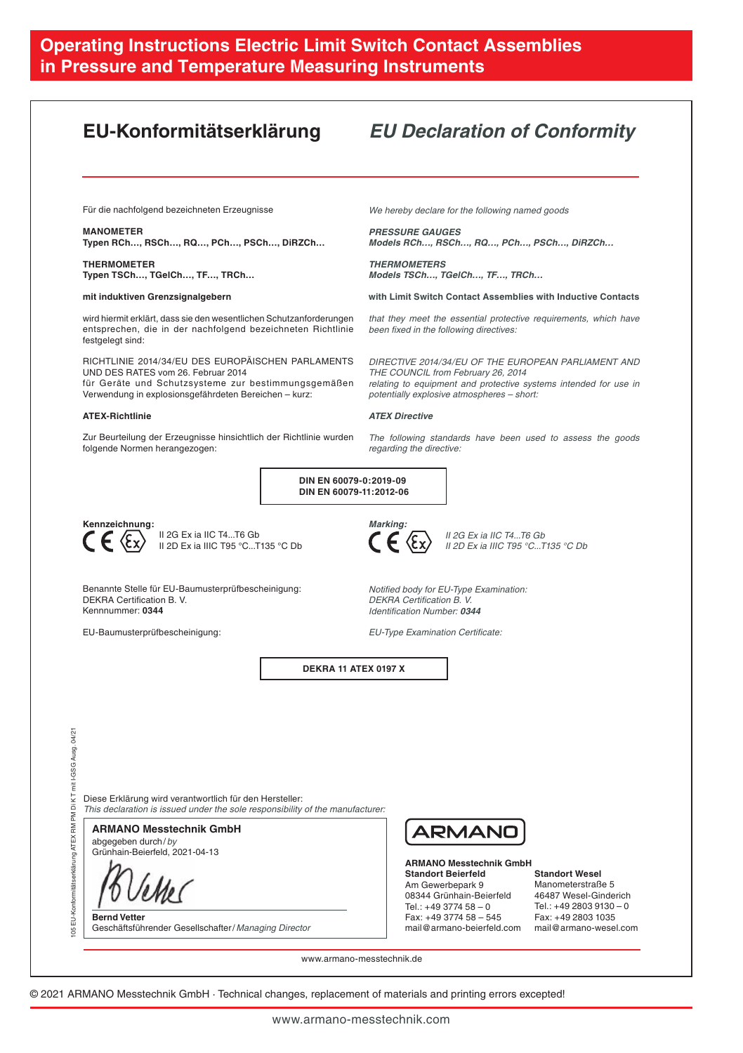# Operating Instructions Electric Limit Switch Contact Assemblies in Pressure and Temperature Measuring Instruments

## EU-Konformitätserklärung

Für die nachfolgend bezeichneten Erzeugnisse

**MANOMETER**
**Typen RCh..., RSCh..., RQ..., PCh..., PSCh..., DiRZCh...**

**THERMOMETER**
**Typen TSCh..., TGelCh..., TF..., TRCh...**

**mit induktiven Grenzsignalgebern**

wird hiermit erklärt, dass sie den wesentlichen Schutzanforderungen entsprechen, die in der nachfolgend bezeichneten Richtlinie festgelegt sind:

RICHTLINIE 2014/34/EU DES EUROPÄISCHEN PARLAMENTS UND DES RATES vom 26. Februar 2014
für Geräte und Schutzsysteme zur bestimmungsgemäßen Verwendung in explosionsgefährdeten Bereichen – kurz:

**ATEX-Richtlinie**

Zur Beurteilung der Erzeugnisse hinsichtlich der Richtlinie wurden folgende Normen herangezogen:

## *EU Declaration of Conformity*

*We hereby declare for the following named goods*

***PRESSURE GAUGES***
***Models RCh..., RSCh..., RQ..., PCh..., PSCh..., DiRZCh...***

***THERMOMETERS***
***Models TSCh..., TGelCh..., TF..., TRCh...***

**with Limit Switch Contact Assemblies with Inductive Contacts**

*that they meet the essential protective requirements, which have been fixed in the following directives:*

*DIRECTIVE 2014/34/EU OF THE EUROPEAN PARLIAMENT AND THE COUNCIL from February 26, 2014*
*relating to equipment and protective systems intended for use in potentially explosive atmospheres – short:*

***ATEX Directive***

*The following standards have been used to assess the goods regarding the directive:*

**DIN EN 60079-0:2019-09**
**DIN EN 60079-11:2012-06**

**Kennzeichnung:**
CE Ex II 2G Ex ia IIC T4...T6 Gb
II 2D Ex ia IIIC T95 °C...T135 °C Db

***Marking:***
*CE Ex II 2G Ex ia IIC T4...T6 Gb*
*II 2D Ex ia IIIC T95 °C...T135 °C Db*

Benannte Stelle für EU-Baumusterprüfbescheinigung:
DEKRA Certification B. V.
Kennnummer: **0344**

*Notified body for EU-Type Examination:*
*DEKRA Certification B. V.*
*Identification Number: **0344***

EU-Baumusterprüfbescheinigung:

*EU-Type Examination Certificate:*

**DEKRA 11 ATEX 0197 X**

Diese Erklärung wird verantwortlich für den Hersteller:
*This declaration is issued under the sole responsibility of the manufacturer:*

**ARMANO Messtechnik GmbH**
abgegeben durch / *by*
Grünhain-Beierfeld, 2021-04-13

**Bernd Vetter**
Geschäftsführender Gesellschafter / *Managing Director*

ARMANO

**ARMANO Messtechnik GmbH**

**Standort Beierfeld**
Am Gewerbepark 9
08344 Grünhain-Beierfeld
Tel.: +49 3774 58 – 0
Fax: +49 3774 58 – 545
mail@armano-beierfeld.com

**Standort Wesel**
Manometerstraße 5
46487 Wesel-Ginderich
Tel.: +49 2803 9130 – 0
Fax: +49 2803 1035
mail@armano-wesel.com

www.armano-messtechnik.de

105 EU-Konformitätserklärung ATEX RM PM Di K T mit I-GSG Ausg. 04/21

© 2021 ARMANO Messtechnik GmbH · Technical changes, replacement of materials and printing errors excepted!

www.armano-messtechnik.com